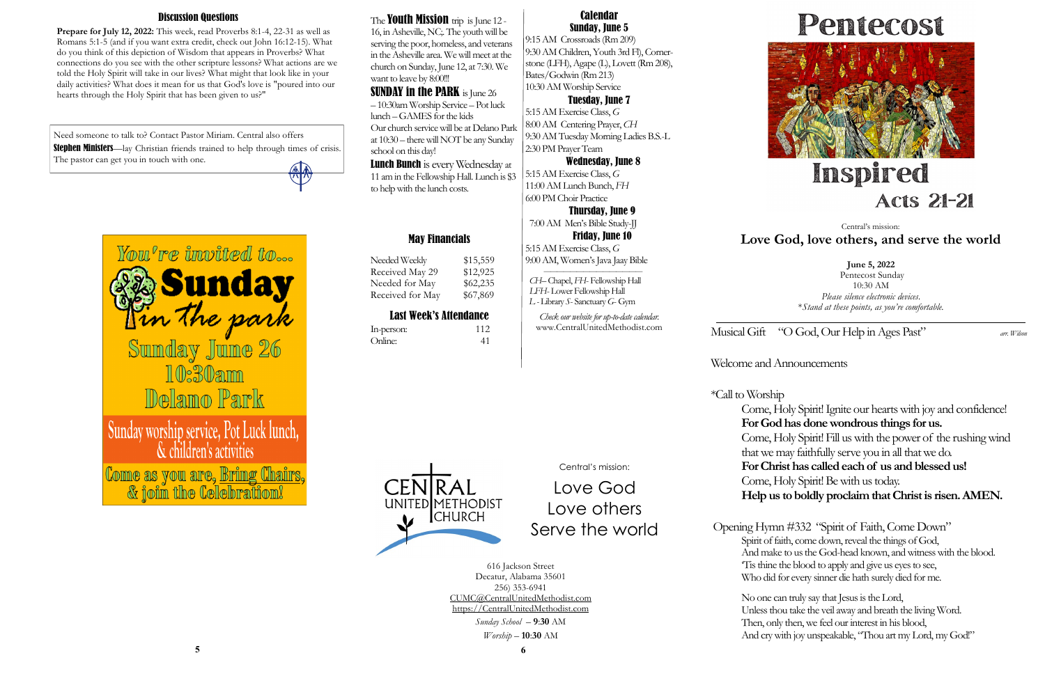## Discussion Questions

**Prepare for July 12, 2022:** This week, read Proverbs 8:1-4, 22-31 as well as Romans 5:1-5 (and if you want extra credit, check out John 16:12-15). What do you think of this depiction of Wisdom that appears in Proverbs? What connections do you see with the other scripture lessons? What actions are we told the Holy Spirit will take in our lives? What might that look like in your daily activities? What does it mean for us that God's love is "poured into our hearts through the Holy Spirit that has been given to us?"

Need someone to talk to? Contact Pastor Miriam. Central also offers **Stephen Ministers**—lay Christian friends trained to help through times of crisis. The pastor can get you in touch with one.

You're invited to...
**Sunday in the park**
Sunday June 26
10:30am
Delano Park
Sunday worship service, Pot Luck lunch, & children's activities
Come as you are, Bring Chairs, & join the Celebration!

The **Youth Mission** trip is June 12 - 16, in Asheville, NC;. The youth will be serving the poor, homeless, and veterans in the Asheville area. We will meet at the church on Sunday, June 12, at 7:30. We want to leave by 8:00!!!

**SUNDAY in the PARK** is June 26 – 10:30am Worship Service – Pot luck lunch – GAMES for the kids
Our church service will be at Delano Park at 10:30 – there will NOT be any Sunday school on this day!

**Lunch Bunch** is every Wednesday at 11 am in the Fellowship Hall. Lunch is $3 to help with the lunch costs.

## May Financials

| | |
|---|---|
| Needed Weekly | $15,559 |
| Received May 29 | $12,925 |
| Needed for May | $62,235 |
| Received for May | $67,869 |

## Last Week's Attendance

| | |
|---|---|
| In-person: | 112 |
| Online: | 41 |

## Calendar

**Sunday, June 5**
9:15 AM Crossroads (Rm 209)
9:30 AM Children, Youth 3rd Fl), Cornerstone (LFH), Agape (L), Lovett (Rm 208), Bates/Godwin (Rm 213)
10:30 AM Worship Service

**Tuesday, June 7**
5:15 AM Exercise Class, *G*
8:00 AM Centering Prayer, *CH*
9:30 AM Tuesday Morning Ladies B.S.-L
2:30 PM Prayer Team

**Wednesday, June 8**
5:15 AM Exercise Class, *G*
11:00 AM Lunch Bunch, *FH*
6:00 PM Choir Practice

**Thursday, June 9**
7:00 AM Men's Bible Study-JJ

**Friday, June 10**
5:15 AM Exercise Class, *G*
9:00 AM, Women's Java Jaay Bible

*CH*– Chapel, *FH*- Fellowship Hall
*LFH*- Lower Fellowship Hall
*L* - Library *S*- Sanctuary *G*- Gym

*Check our website for up-to-date calendar.*
www.CentralUnitedMethodist.com

CENTRAL UNITED METHODIST CHURCH

Central's mission:
Love God
Love others
Serve the world

616 Jackson Street
Decatur, Alabama 35601
256) 353-6941
CUMC@CentralUnitedMethodist.com
https://CentralUnitedMethodist.com
*Sunday School* – **9:30** AM
*Worship* – **10:30** AM

# Pentecost

# Inspired
## Acts 21-21

Central's mission:
**Love God, love others, and serve the world**

**June 5, 2022**
Pentecost Sunday
10:30 AM
*Please silence electronic devices.*
*\*Stand at these points, as you're comfortable.*

Musical Gift "O God, Our Help in Ages Past" *arr. Wilson*

Welcome and Announcements

*Call to Worship

Come, Holy Spirit! Ignite our hearts with joy and confidence!
**For God has done wondrous things for us.**
Come, Holy Spirit! Fill us with the power of the rushing wind that we may faithfully serve you in all that we do.
**For Christ has called each of us and blessed us!**
Come, Holy Spirit! Be with us today.
**Help us to boldly proclaim that Christ is risen. AMEN.**

Opening Hymn #332 "Spirit of Faith, Come Down"

Spirit of faith, come down, reveal the things of God,
And make to us the God-head known, and witness with the blood.
'Tis thine the blood to apply and give us eyes to see,
Who did for every sinner die hath surely died for me.

No one can truly say that Jesus is the Lord,
Unless thou take the veil away and breath the living Word.
Then, only then, we feel our interest in his blood,
And cry with joy unspeakable, "Thou art my Lord, my God!"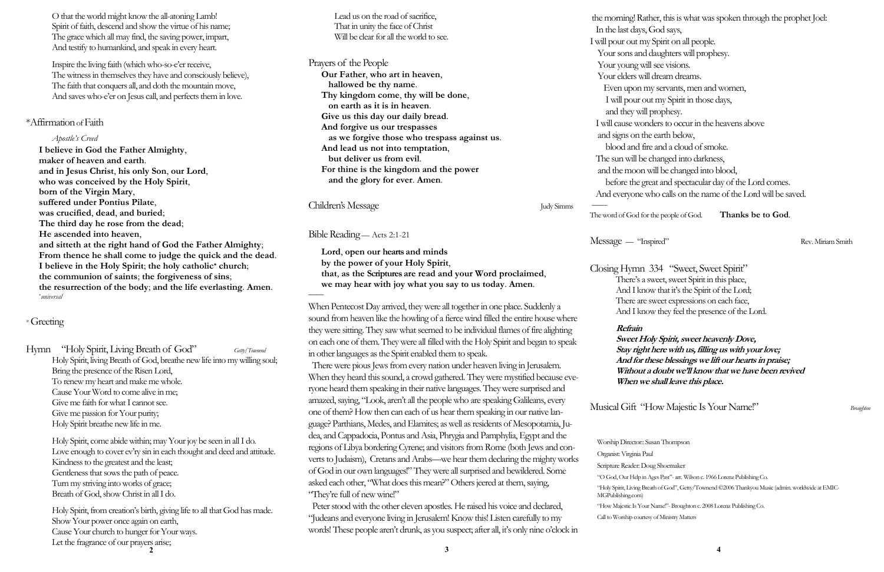O that the world might know the all-atoning Lamb!
Spirit of faith, descend and show the virtue of his name;
The grace which all may find, the saving power, impart,
And testify to humankind, and speak in every heart.

Inspire the living faith (which who-so-e'er receive,
The witness in themselves they have and consciously believe),
The faith that conquers all, and doth the mountain move,
And saves who-e'er on Jesus call, and perfects them in love.

## *Affirmation of Faith

*Apostle's Creed*

**I believe in God the Father Almighty,
maker of heaven and earth.
and in Jesus Christ, his only Son, our Lord,
who was conceived by the Holy Spirit,
born of the Virgin Mary,
suffered under Pontius Pilate,
was crucified, dead, and buried;
The third day he rose from the dead;
He ascended into heaven,
and sitteth at the right hand of God the Father Almighty;
From thence he shall come to judge the quick and the dead.
I believe in the Holy Spirit; the holy catholic* church;
the communion of saints; the forgiveness of sins;
the resurrection of the body; and the life everlasting. Amen.**

*\*universal*

## * Greeting

## Hymn "Holy Spirit, Living Breath of God" *Getty/Townend*

Holy Spirit, living Breath of God, breathe new life into my willing soul;
Bring the presence of the Risen Lord,
To renew my heart and make me whole.
Cause Your Word to come alive in me;
Give me faith for what I cannot see.
Give me passion for Your purity;
Holy Spirit breathe new life in me.

Holy Spirit, come abide within; may Your joy be seen in all I do.
Love enough to cover ev'ry sin in each thought and deed and attitude.
Kindness to the greatest and the least;
Gentleness that sows the path of peace.
Turn my striving into works of grace;
Breath of God, show Christ in all I do.

Holy Spirit, from creation's birth, giving life to all that God has made.
Show Your power once again on earth,
Cause Your church to hunger for Your ways.
Let the fragrance of our prayers arise;
Lead us on the road of sacrifice,
That in unity the face of Christ
Will be clear for all the world to see.

## Prayers of the People

**Our Father, who art in heaven,
hallowed be thy name.
Thy kingdom come, thy will be done,
on earth as it is in heaven.
Give us this day our daily bread.
And forgive us our trespasses
as we forgive those who trespass against us.
And lead us not into temptation,
but deliver us from evil.
For thine is the kingdom and the power
and the glory for ever. Amen.**

## Children's Message — Judy Simms

## Bible Reading — Acts 2:1-21

**Lord, open our hearts and minds
by the power of your Holy Spirit,
that, as the Scriptures are read and your Word proclaimed,
we may hear with joy what you say to us today. Amen.**

---

When Pentecost Day arrived, they were all together in one place. Suddenly a sound from heaven like the howling of a fierce wind filled the entire house where they were sitting. They saw what seemed to be individual flames of fire alighting on each one of them. They were all filled with the Holy Spirit and began to speak in other languages as the Spirit enabled them to speak.

There were pious Jews from every nation under heaven living in Jerusalem. When they heard this sound, a crowd gathered. They were mystified because everyone heard them speaking in their native languages. They were surprised and amazed, saying, "Look, aren't all the people who are speaking Galileans, every one of them? How then can each of us hear them speaking in our native language? Parthians, Medes, and Elamites; as well as residents of Mesopotamia, Judea, and Cappadocia, Pontus and Asia, Phrygia and Pamphylia, Egypt and the regions of Libya bordering Cyrene; and visitors from Rome (both Jews and converts to Judaism), Cretans and Arabs—we hear them declaring the mighty works of God in our own languages!" They were all surprised and bewildered. Some asked each other, "What does this mean?" Others jeered at them, saying, "They're full of new wine!"

Peter stood with the other eleven apostles. He raised his voice and declared, "Judeans and everyone living in Jerusalem! Know this! Listen carefully to my words! These people aren't drunk, as you suspect; after all, it's only nine o'clock in the morning! Rather, this is what was spoken through the prophet Joel:

In the last days, God says,
I will pour out my Spirit on all people.
Your sons and daughters will prophesy.
Your young will see visions.
Your elders will dream dreams.
Even upon my servants, men and women,
I will pour out my Spirit in those days,
and they will prophesy.
I will cause wonders to occur in the heavens above
and signs on the earth below,
blood and fire and a cloud of smoke.
The sun will be changed into darkness,
and the moon will be changed into blood,
before the great and spectacular day of the Lord comes.
And everyone who calls on the name of the Lord will be saved.

---

The word of God for the people of God. **Thanks be to God.**

## Message — "Inspired" — Rev. Miriam Smith

## Closing Hymn 334 "Sweet, Sweet Spirit"

There's a sweet, sweet Spirit in this place,
And I know that it's the Spirit of the Lord;
There are sweet expressions on each face,
And I know they feel the presence of the Lord.

***Refrain***
***Sweet Holy Spirit, sweet heavenly Dove,
Stay right here with us, filling us with your love;
And for these blessings we lift our hearts in praise;
Without a doubt we'll know that we have been revived
When we shall leave this place.***

## Musical Gift "How Majestic Is Your Name!" *Broughton*

Worship Director:: Susan Thompson

Organist: Virginia Paul

Scripture Reader: Doug Shoemaker

"O God, Our Help in Ages Past"- arr. Wilson c. 1966 Lorenz Publishing Co.

"Holy Spirit, Living Breath of God", Getty/Townend ©2006 Thankyou Music (admin. worldwide at EMIC-MGPublishing.com)

"How Majestic Is Your Name!"- Broughton c. 2008 Lorenz Publishing Co.

Call to Worship courtesy of Ministry Matters